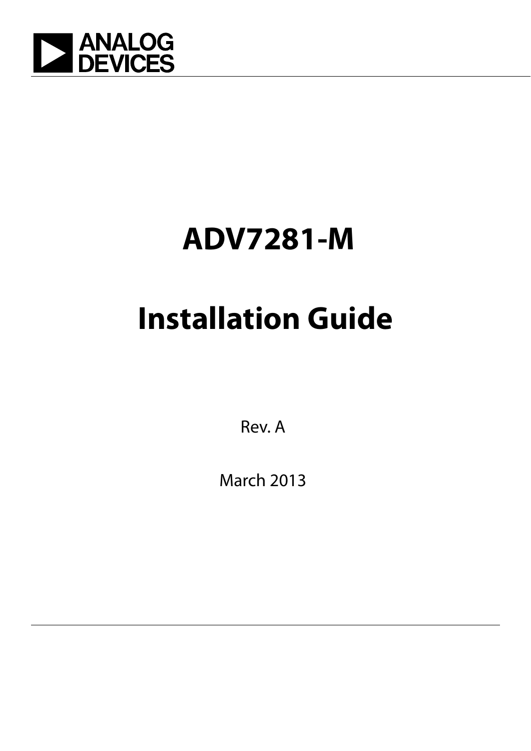ANALOG DEVICES

# ADV7281-M

# Installation Guide

Rev. A

March 2013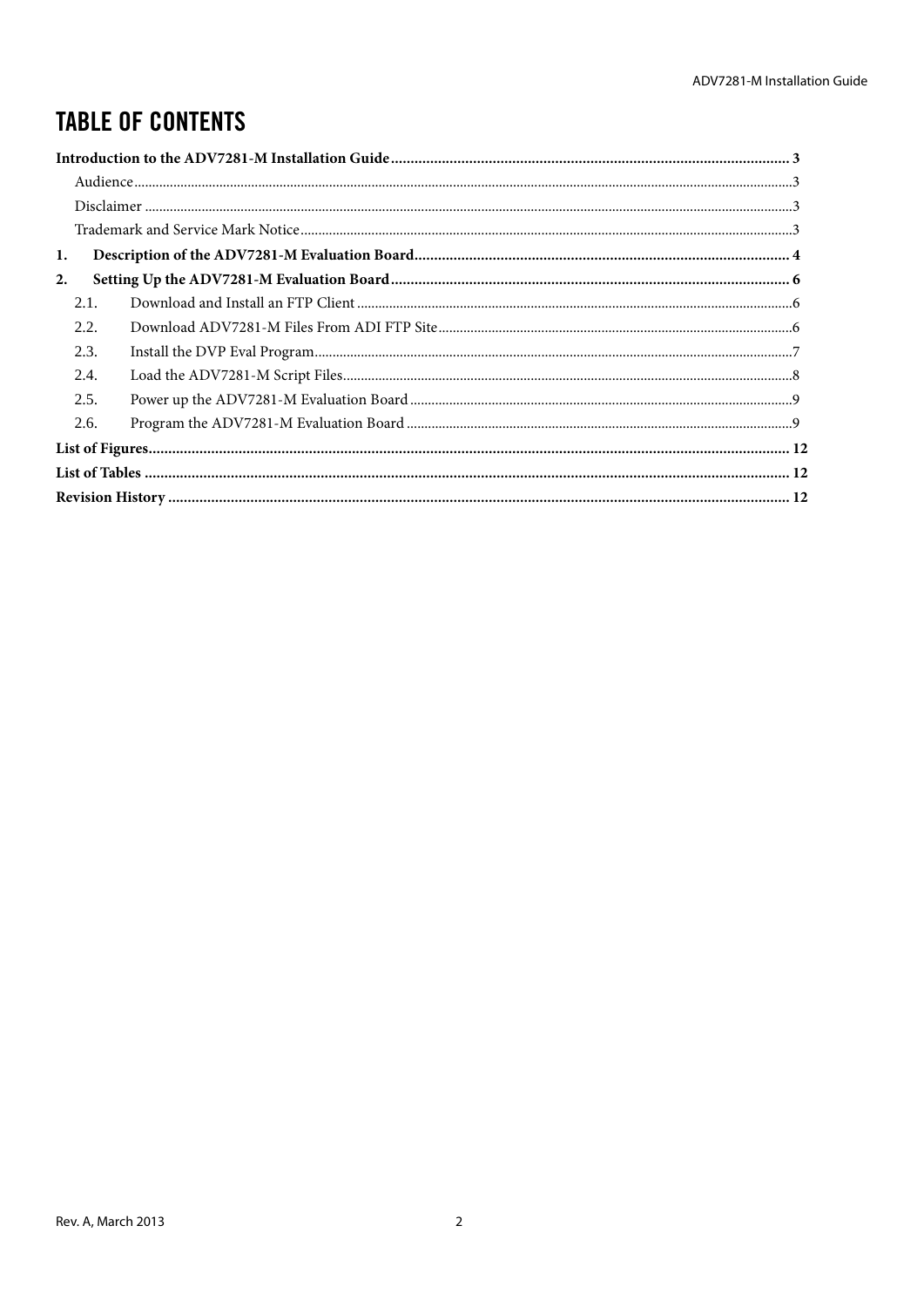# TABLE OF CONTENTS

**Introduction to the ADV7281-M Installation Guide** .......... **3**

- Audience .......... 3
- Disclaimer .......... 3
- Trademark and Service Mark Notice .......... 3

**1. Description of the ADV7281-M Evaluation Board** .......... **4**

**2. Setting Up the ADV7281-M Evaluation Board** .......... **6**

- 2.1. Download and Install an FTP Client .......... 6
- 2.2. Download ADV7281-M Files From ADI FTP Site .......... 6
- 2.3. Install the DVP Eval Program .......... 7
- 2.4. Load the ADV7281-M Script Files .......... 8
- 2.5. Power up the ADV7281-M Evaluation Board .......... 9
- 2.6. Program the ADV7281-M Evaluation Board .......... 9

**List of Figures** .......... **12**

**List of Tables** .......... **12**

**Revision History** .......... **12**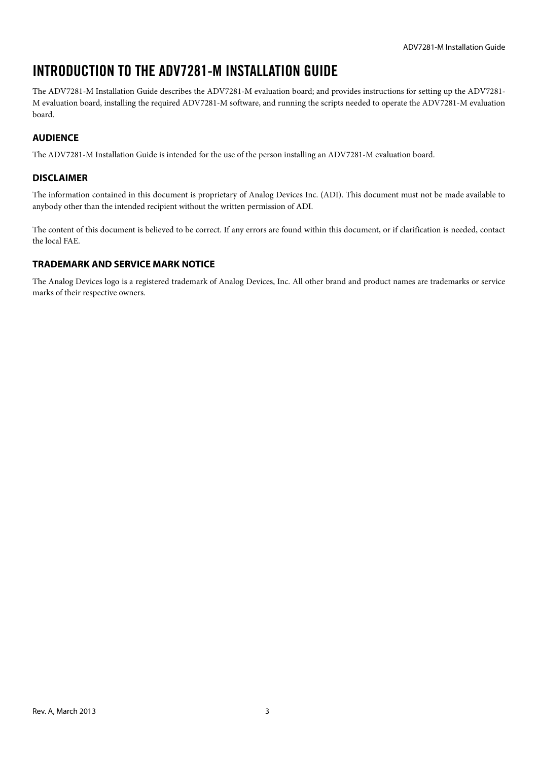# INTRODUCTION TO THE ADV7281-M INSTALLATION GUIDE

The ADV7281-M Installation Guide describes the ADV7281-M evaluation board; and provides instructions for setting up the ADV7281-M evaluation board, installing the required ADV7281-M software, and running the scripts needed to operate the ADV7281-M evaluation board.

## AUDIENCE

The ADV7281-M Installation Guide is intended for the use of the person installing an ADV7281-M evaluation board.

## DISCLAIMER

The information contained in this document is proprietary of Analog Devices Inc. (ADI). This document must not be made available to anybody other than the intended recipient without the written permission of ADI.

The content of this document is believed to be correct. If any errors are found within this document, or if clarification is needed, contact the local FAE.

## TRADEMARK AND SERVICE MARK NOTICE

The Analog Devices logo is a registered trademark of Analog Devices, Inc. All other brand and product names are trademarks or service marks of their respective owners.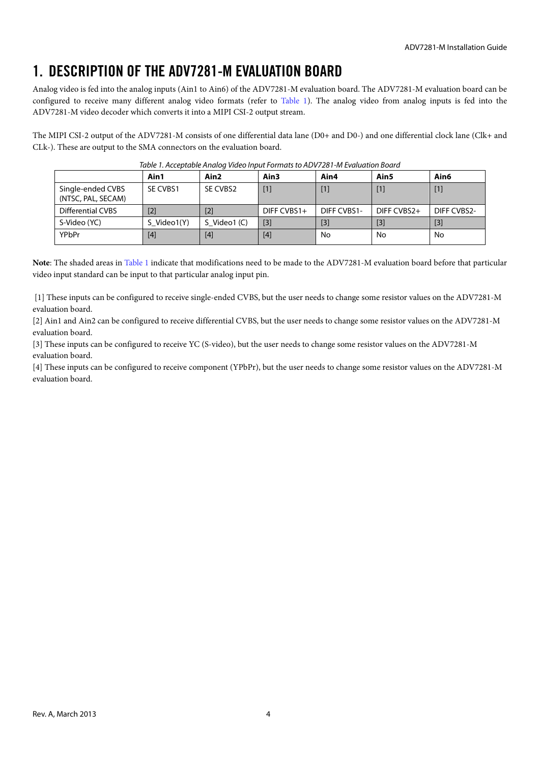# 1. DESCRIPTION OF THE ADV7281-M EVALUATION BOARD

Analog video is fed into the analog inputs (Ain1 to Ain6) of the ADV7281-M evaluation board. The ADV7281-M evaluation board can be configured to receive many different analog video formats (refer to Table 1). The analog video from analog inputs is fed into the ADV7281-M video decoder which converts it into a MIPI CSI-2 output stream.

The MIPI CSI-2 output of the ADV7281-M consists of one differential data lane (D0+ and D0-) and one differential clock lane (Clk+ and CLk-). These are output to the SMA connectors on the evaluation board.

*Table 1. Acceptable Analog Video Input Formats to ADV7281-M Evaluation Board*

| | Ain1 | Ain2 | Ain3 | Ain4 | Ain5 | Ain6 |
|---|---|---|---|---|---|---|
| Single-ended CVBS (NTSC, PAL, SECAM) | SE CVBS1 | SE CVBS2 | [1] | [1] | [1] | [1] |
| Differential CVBS | [2] | [2] | DIFF CVBS1+ | DIFF CVBS1- | DIFF CVBS2+ | DIFF CVBS2- |
| S-Video (YC) | S_Video1(Y) | S_Video1 (C) | [3] | [3] | [3] | [3] |
| YPbPr | [4] | [4] | [4] | No | No | No |

**Note**: The shaded areas in Table 1 indicate that modifications need to be made to the ADV7281-M evaluation board before that particular video input standard can be input to that particular analog input pin.

[1] These inputs can be configured to receive single-ended CVBS, but the user needs to change some resistor values on the ADV7281-M evaluation board.

[2] Ain1 and Ain2 can be configured to receive differential CVBS, but the user needs to change some resistor values on the ADV7281-M evaluation board.

[3] These inputs can be configured to receive YC (S-video), but the user needs to change some resistor values on the ADV7281-M evaluation board.

[4] These inputs can be configured to receive component (YPbPr), but the user needs to change some resistor values on the ADV7281-M evaluation board.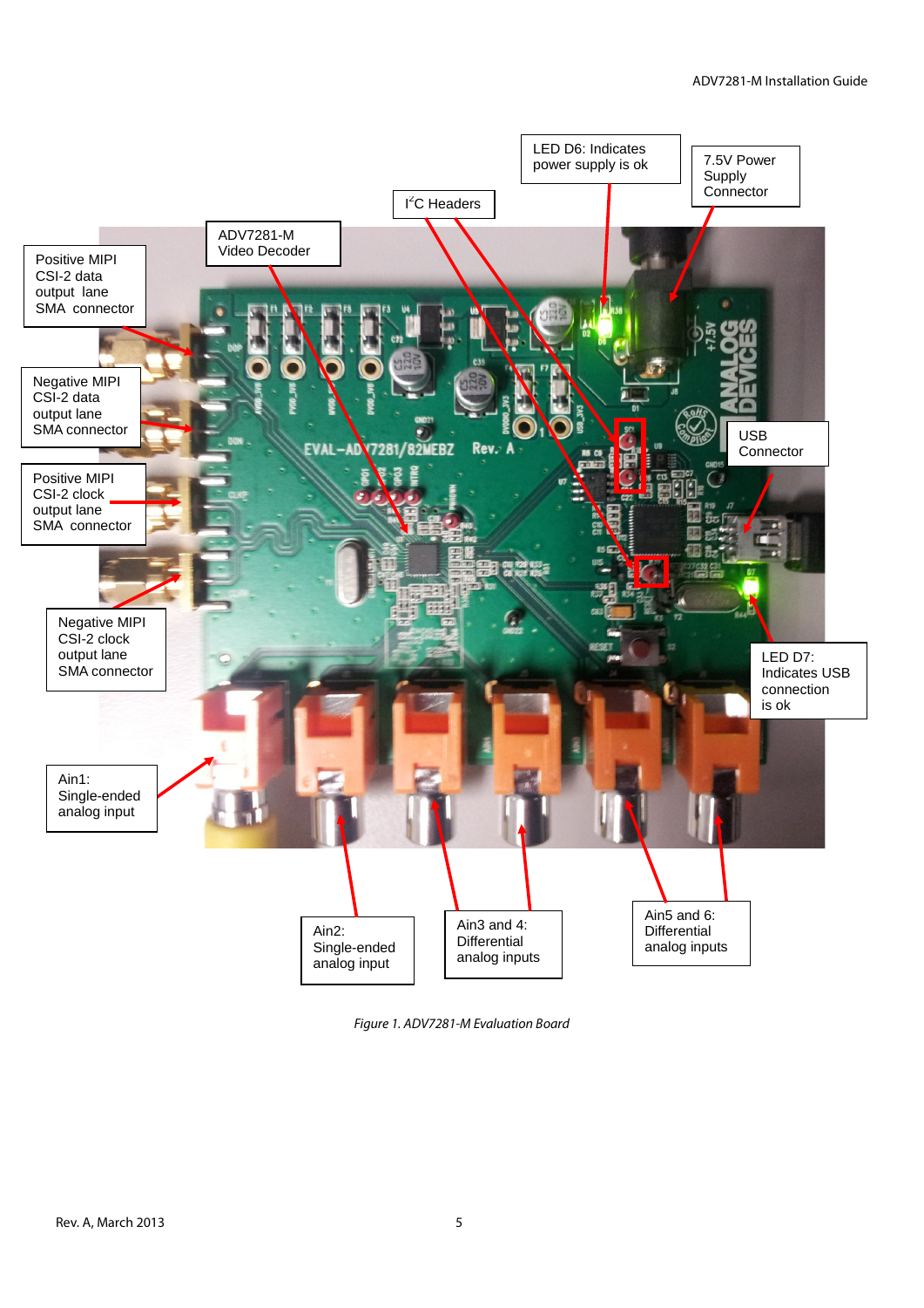- Positive MIPI CSI-2 data output lane SMA connector
- Negative MIPI CSI-2 data output lane SMA connector
- Positive MIPI CSI-2 clock output lane SMA connector
- Negative MIPI CSI-2 clock output lane SMA connector
- ADV7281-M Video Decoder
- I²C Headers
- LED D6: Indicates power supply is ok
- 7.5V Power Supply Connector
- USB Connector
- LED D7: Indicates USB connection is ok
- Ain1: Single-ended analog input
- Ain2: Single-ended analog input
- Ain3 and 4: Differential analog inputs
- Ain5 and 6: Differential analog inputs

*Figure 1. ADV7281-M Evaluation Board*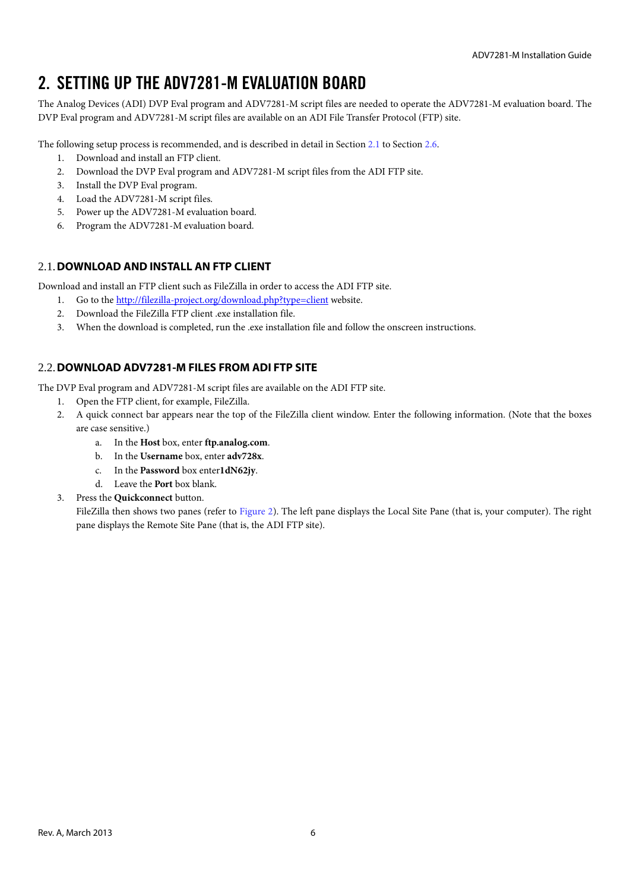# 2. SETTING UP THE ADV7281-M EVALUATION BOARD

The Analog Devices (ADI) DVP Eval program and ADV7281-M script files are needed to operate the ADV7281-M evaluation board. The DVP Eval program and ADV7281-M script files are available on an ADI File Transfer Protocol (FTP) site.

The following setup process is recommended, and is described in detail in Section 2.1 to Section 2.6.

1. Download and install an FTP client.
2. Download the DVP Eval program and ADV7281-M script files from the ADI FTP site.
3. Install the DVP Eval program.
4. Load the ADV7281-M script files.
5. Power up the ADV7281-M evaluation board.
6. Program the ADV7281-M evaluation board.

## 2.1. DOWNLOAD AND INSTALL AN FTP CLIENT

Download and install an FTP client such as FileZilla in order to access the ADI FTP site.

1. Go to the [http://filezilla-project.org/download.php?type=client](http://filezilla-project.org/download.php?type=client) website.
2. Download the FileZilla FTP client .exe installation file.
3. When the download is completed, run the .exe installation file and follow the onscreen instructions.

## 2.2. DOWNLOAD ADV7281-M FILES FROM ADI FTP SITE

The DVP Eval program and ADV7281-M script files are available on the ADI FTP site.

1. Open the FTP client, for example, FileZilla.
2. A quick connect bar appears near the top of the FileZilla client window. Enter the following information. (Note that the boxes are case sensitive.)
   a. In the **Host** box, enter **ftp.analog.com**.
   b. In the **Username** box, enter **adv728x**.
   c. In the **Password** box enter**1dN62jy**.
   d. Leave the **Port** box blank.
3. Press the **Quickconnect** button.

   FileZilla then shows two panes (refer to Figure 2). The left pane displays the Local Site Pane (that is, your computer). The right pane displays the Remote Site Pane (that is, the ADI FTP site).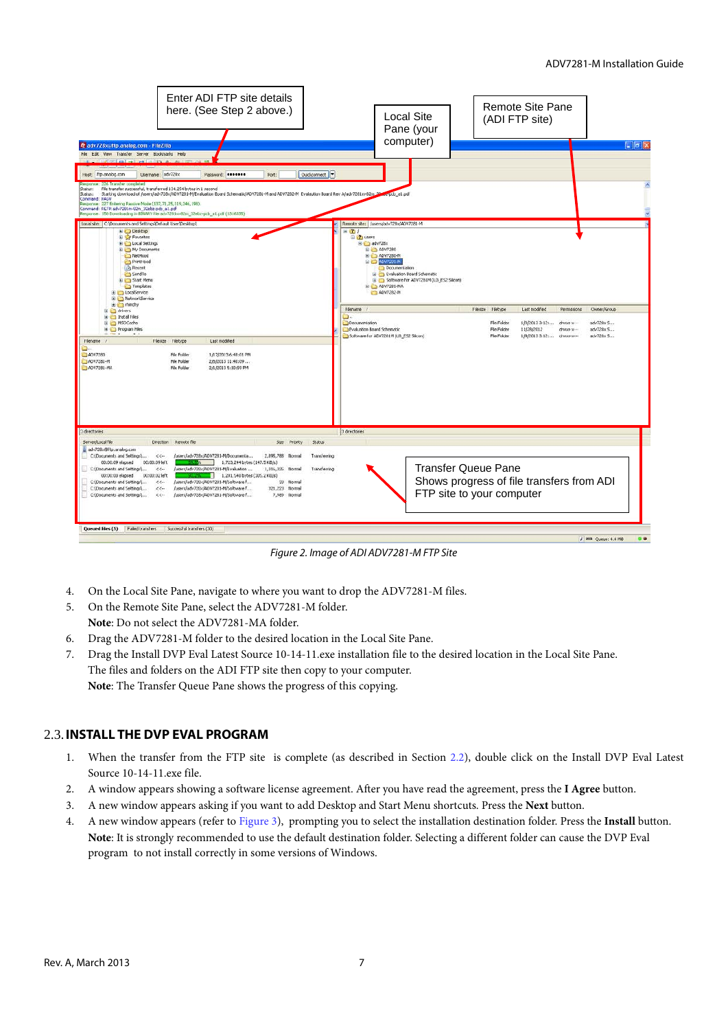Figure 2. Image of ADI ADV7281-M FTP Site

4. On the Local Site Pane, navigate to where you want to drop the ADV7281-M files.
5. On the Remote Site Pane, select the ADV7281-M folder.
   **Note**: Do not select the ADV7281-MA folder.
6. Drag the ADV7281-M folder to the desired location in the Local Site Pane.
7. Drag the Install DVP Eval Latest Source 10-14-11.exe installation file to the desired location in the Local Site Pane. The files and folders on the ADI FTP site then copy to your computer.
   **Note**: The Transfer Queue Pane shows the progress of this copying.

## 2.3. INSTALL THE DVP EVAL PROGRAM

1. When the transfer from the FTP site is complete (as described in Section 2.2), double click on the Install DVP Eval Latest Source 10-14-11.exe file.
2. A window appears showing a software license agreement. After you have read the agreement, press the **I Agree** button.
3. A new window appears asking if you want to add Desktop and Start Menu shortcuts. Press the **Next** button.
4. A new window appears (refer to Figure 3), prompting you to select the installation destination folder. Press the **Install** button.
   **Note**: It is strongly recommended to use the default destination folder. Selecting a different folder can cause the DVP Eval program to not install correctly in some versions of Windows.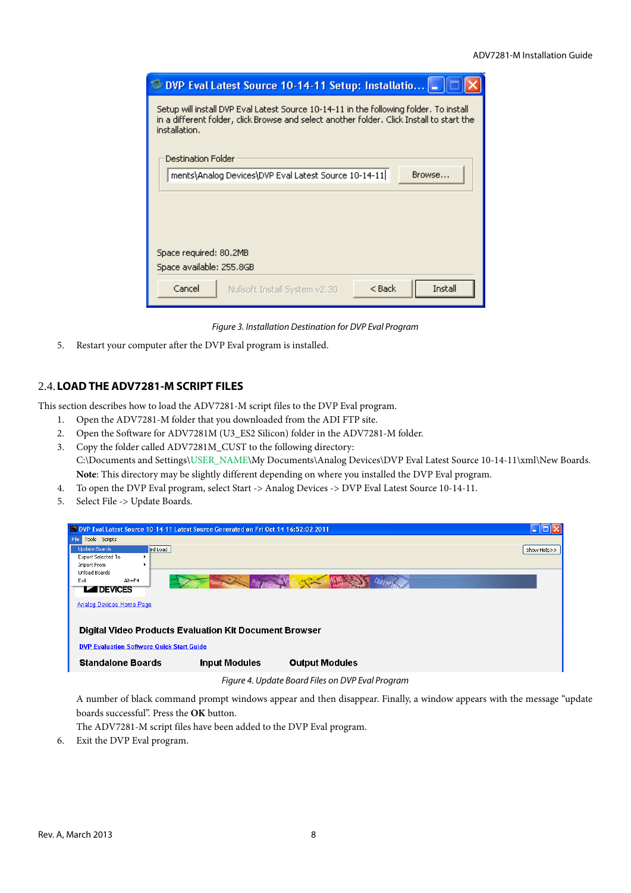Figure 3. Installation Destination for DVP Eval Program

5. Restart your computer after the DVP Eval program is installed.

## 2.4. LOAD THE ADV7281-M SCRIPT FILES

This section describes how to load the ADV7281-M script files to the DVP Eval program.

1. Open the ADV7281-M folder that you downloaded from the ADI FTP site.
2. Open the Software for ADV7281M (U3_ES2 Silicon) folder in the ADV7281-M folder.
3. Copy the folder called ADV7281M_CUST to the following directory:
   C:\Documents and Settings\USER_NAME\My Documents\Analog Devices\DVP Eval Latest Source 10-14-11\xml\New Boards.
   **Note**: This directory may be slightly different depending on where you installed the DVP Eval program.
4. To open the DVP Eval program, select Start -> Analog Devices -> DVP Eval Latest Source 10-14-11.
5. Select File -> Update Boards.

Figure 4. Update Board Files on DVP Eval Program

   A number of black command prompt windows appear and then disappear. Finally, a window appears with the message "update boards successful". Press the **OK** button.
   The ADV7281-M script files have been added to the DVP Eval program.
6. Exit the DVP Eval program.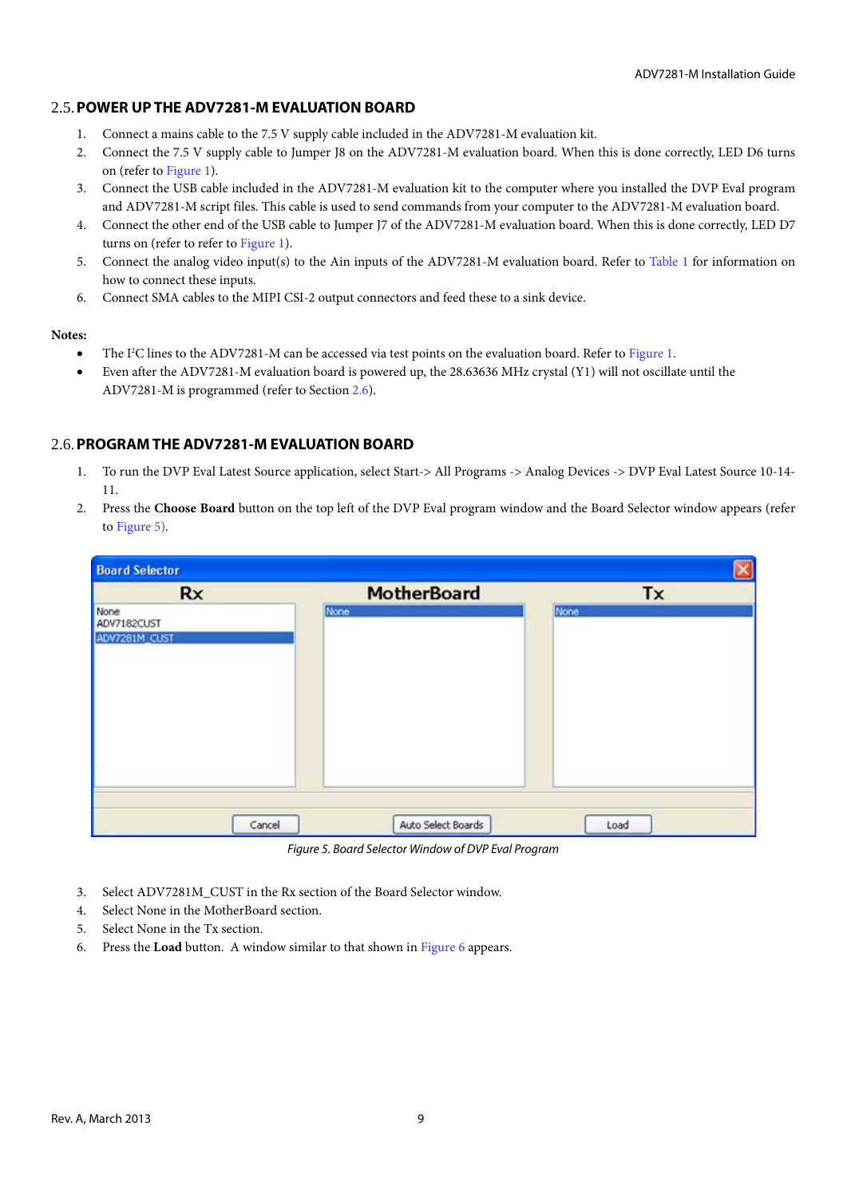## 2.5. POWER UP THE ADV7281-M EVALUATION BOARD

1. Connect a mains cable to the 7.5 V supply cable included in the ADV7281-M evaluation kit.
2. Connect the 7.5 V supply cable to Jumper J8 on the ADV7281-M evaluation board. When this is done correctly, LED D6 turns on (refer to Figure 1).
3. Connect the USB cable included in the ADV7281-M evaluation kit to the computer where you installed the DVP Eval program and ADV7281-M script files. This cable is used to send commands from your computer to the ADV7281-M evaluation board.
4. Connect the other end of the USB cable to Jumper J7 of the ADV7281-M evaluation board. When this is done correctly, LED D7 turns on (refer to refer to Figure 1).
5. Connect the analog video input(s) to the Ain inputs of the ADV7281-M evaluation board. Refer to Table 1 for information on how to connect these inputs.
6. Connect SMA cables to the MIPI CSI-2 output connectors and feed these to a sink device.

**Notes:**

- The I²C lines to the ADV7281-M can be accessed via test points on the evaluation board. Refer to Figure 1.
- Even after the ADV7281-M evaluation board is powered up, the 28.63636 MHz crystal (Y1) will not oscillate until the ADV7281-M is programmed (refer to Section 2.6).

## 2.6. PROGRAM THE ADV7281-M EVALUATION BOARD

1. To run the DVP Eval Latest Source application, select Start-> All Programs -> Analog Devices -> DVP Eval Latest Source 10-14-11.
2. Press the **Choose Board** button on the top left of the DVP Eval program window and the Board Selector window appears (refer to Figure 5).

*Figure 5. Board Selector Window of DVP Eval Program*

3. Select ADV7281M_CUST in the Rx section of the Board Selector window.
4. Select None in the MotherBoard section.
5. Select None in the Tx section.
6. Press the **Load** button. A window similar to that shown in Figure 6 appears.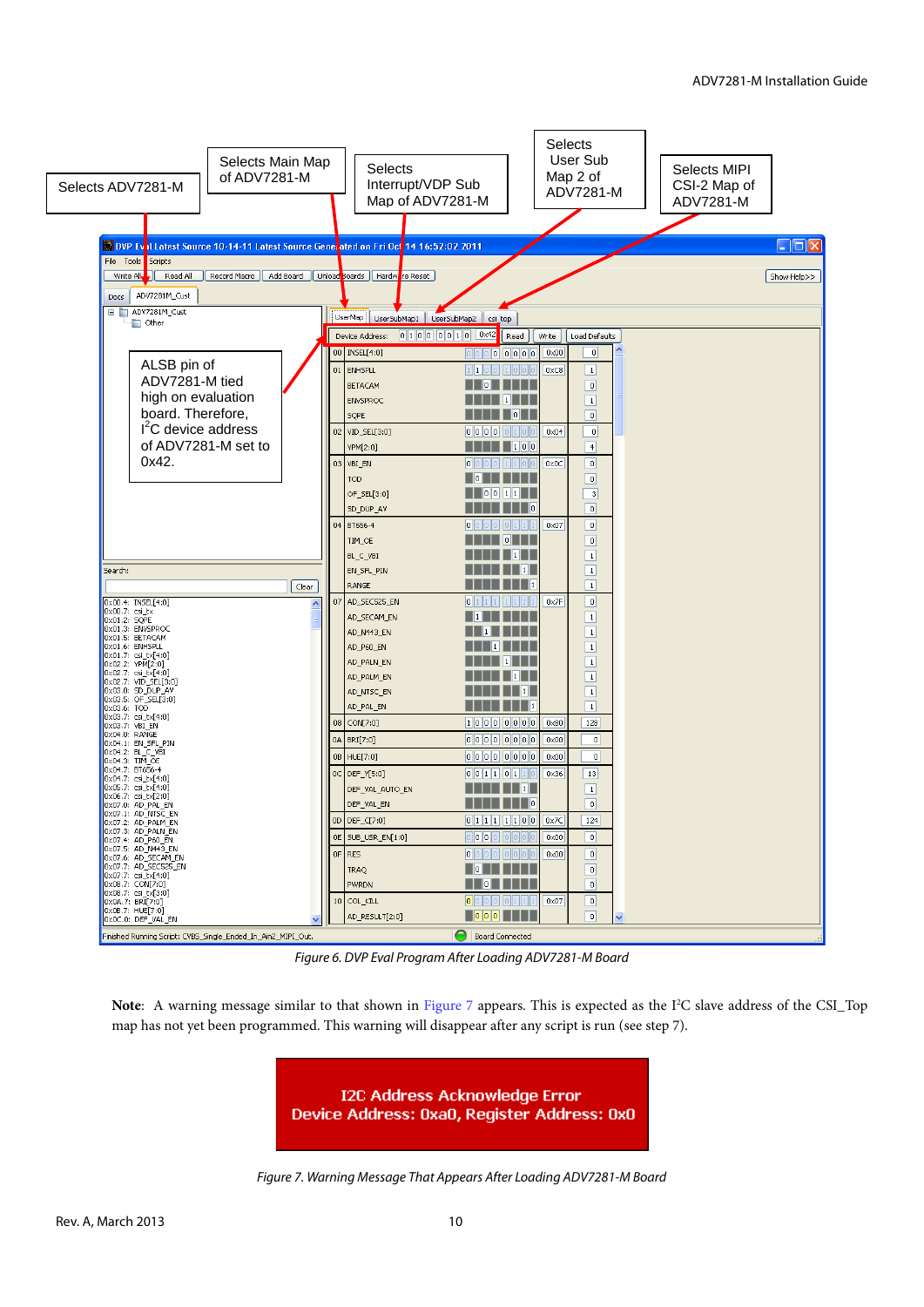Selects ADV7281-M

Selects Main Map of ADV7281-M

Selects Interrupt/VDP Sub Map of ADV7281-M

Selects User Sub Map 2 of ADV7281-M

Selects MIPI CSI-2 Map of ADV7281-M

ALSB pin of ADV7281-M tied high on evaluation board. Therefore, I²C device address of ADV7281-M set to 0x42.

*Figure 6. DVP Eval Program After Loading ADV7281-M Board*

**Note**: A warning message similar to that shown in Figure 7 appears. This is expected as the I²C slave address of the CSI_Top map has not yet been programmed. This warning will disappear after any script is run (see step 7).

I2C Address Acknowledge Error
Device Address: 0xa0, Register Address: 0x0

*Figure 7. Warning Message That Appears After Loading ADV7281-M Board*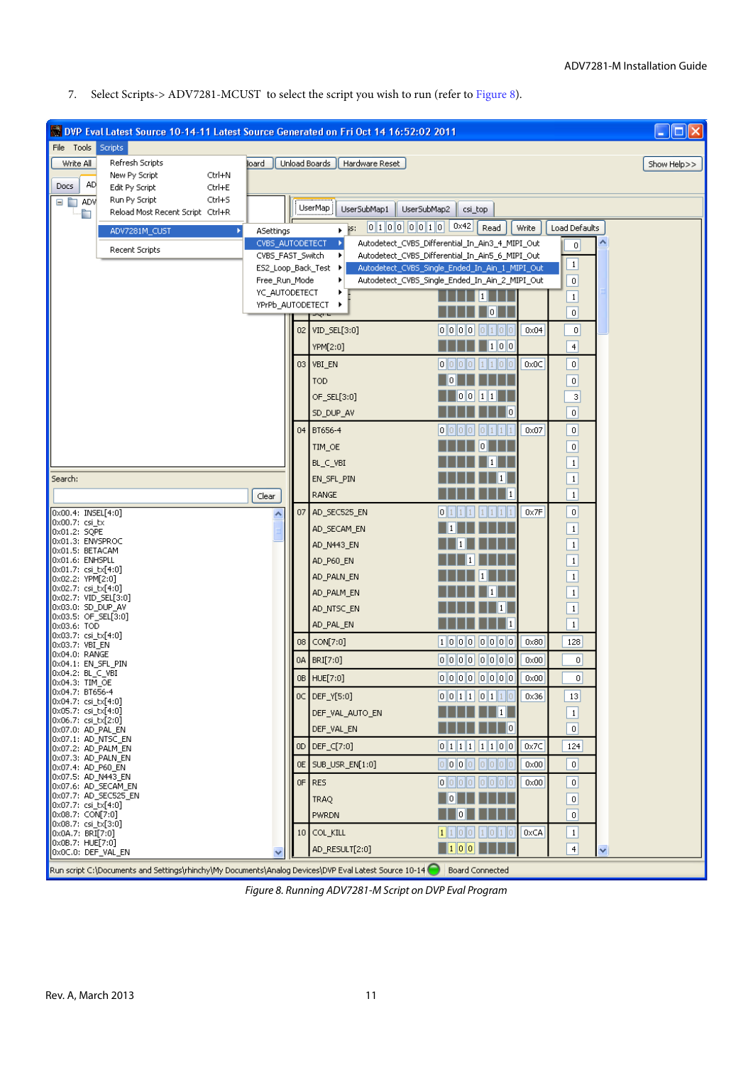7. Select Scripts-> ADV7281-MCUST to select the script you wish to run (refer to Figure 8).

*Figure 8. Running ADV7281-M Script on DVP Eval Program*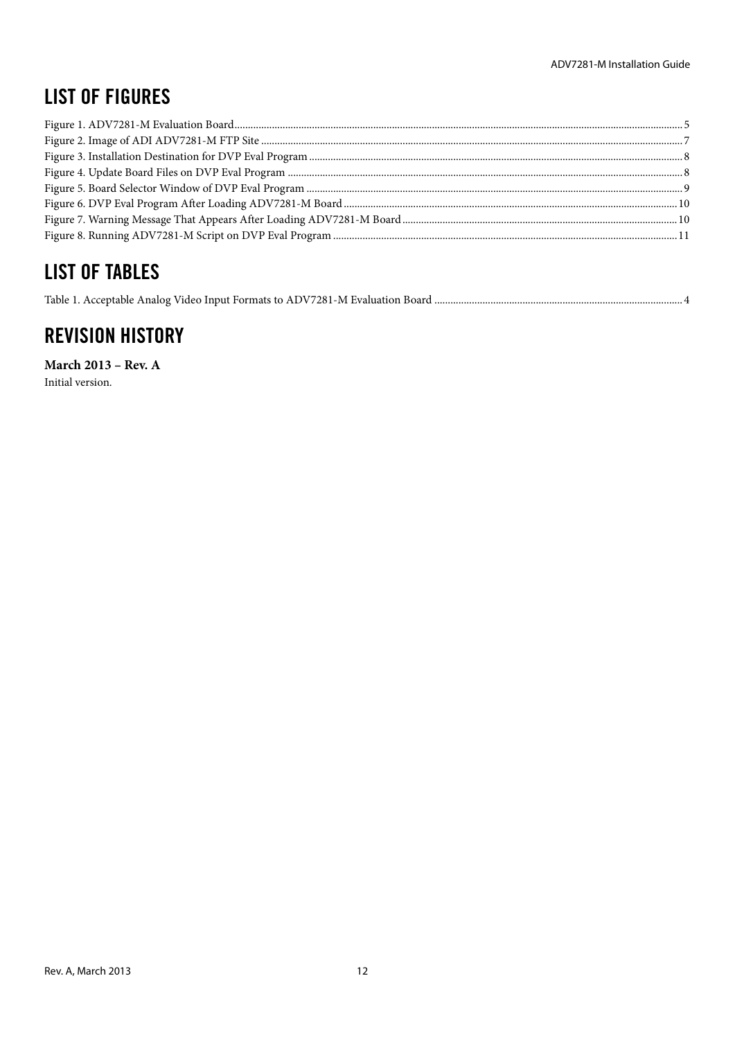## LIST OF FIGURES

Figure 1. ADV7281-M Evaluation Board ... 5
Figure 2. Image of ADI ADV7281-M FTP Site ... 7
Figure 3. Installation Destination for DVP Eval Program ... 8
Figure 4. Update Board Files on DVP Eval Program ... 8
Figure 5. Board Selector Window of DVP Eval Program ... 9
Figure 6. DVP Eval Program After Loading ADV7281-M Board ... 10
Figure 7. Warning Message That Appears After Loading ADV7281-M Board ... 10
Figure 8. Running ADV7281-M Script on DVP Eval Program ... 11

## LIST OF TABLES

Table 1. Acceptable Analog Video Input Formats to ADV7281-M Evaluation Board ... 4

## REVISION HISTORY

**March 2013 – Rev. A**

Initial version.